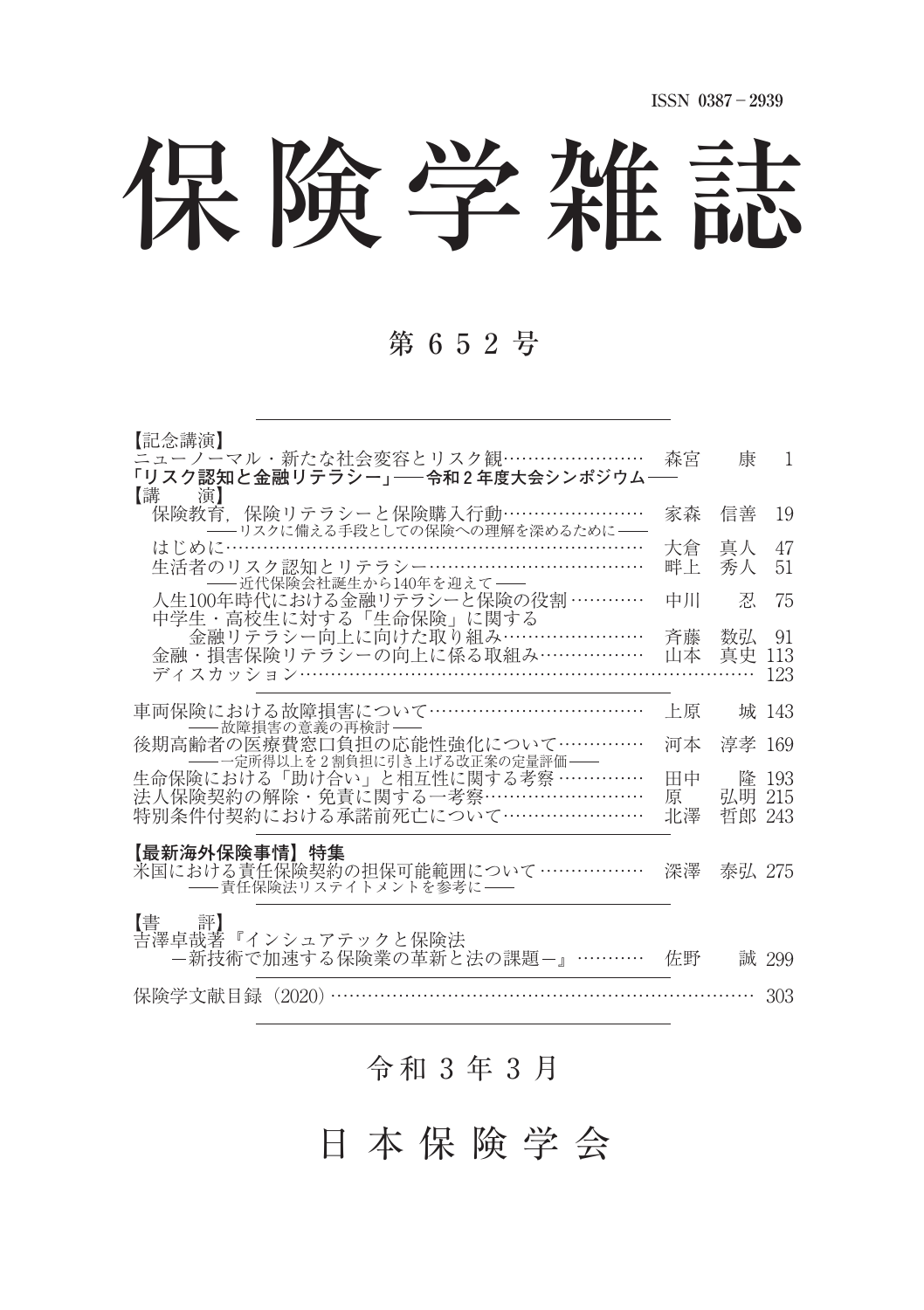ISSN 0387－2939

# 保険学雑誌

## 第 6 5 2 号

【記念講演】
ニューノーマル・新たな社会変容とリスク観…………………… 森宮 康 1

**「リスク認知と金融リテラシー」── 令和 2 年度大会シンポジウム ──**

【講 演】
保険教育，保険リテラシーと保険購入行動…………………… 家森 信善 19
──リスクに備える手段としての保険への理解を深めるために──
はじめに………………………………………………………… 大倉 真人 47
生活者のリスク認知とリテラシー……………………………… 畔上 秀人 51
── 近代保険会社誕生から140年を迎えて ──
人生100年時代における金融リテラシーと保険の役割 ………… 中川 忍 75
中学生・高校生に対する「生命保険」に関する
金融リテラシー向上に向けた取り組み…………………… 斉藤 数弘 91
金融・損害保険リテラシーの向上に係る取組み……………… 山本 真史 113
ディスカッション……………………………………………………………… 123

車両保険における故障損害について……………………………… 上原 城 143
── 故障損害の意義の再検討 ──
後期高齢者の医療費窓口負担の応能性強化について…………… 河本 淳孝 169
──一定所得以上を 2 割負担に引き上げる改正案の定量評価──
生命保険における「助け合い」と相互性に関する考察 …………… 田中 隆 193
法人保険契約の解除・免責に関する一考察……………………… 原 弘明 215
特別条件付契約における承諾前死亡について…………………… 北澤 哲郎 243

**【最新海外保険事情】特集**
米国における責任保険契約の担保可能範囲について ……………… 深澤 泰弘 275
── 責任保険法リステイトメントを参考に ──

【書 評】
吉澤卓哉著『インシュアテックと保険法
－新技術で加速する保険業の革新と法の課題－』 ………… 佐野 誠 299

保険学文献目録（2020）…………………………………………………………… 303

令 和 3 年 3 月

日 本 保 険 学 会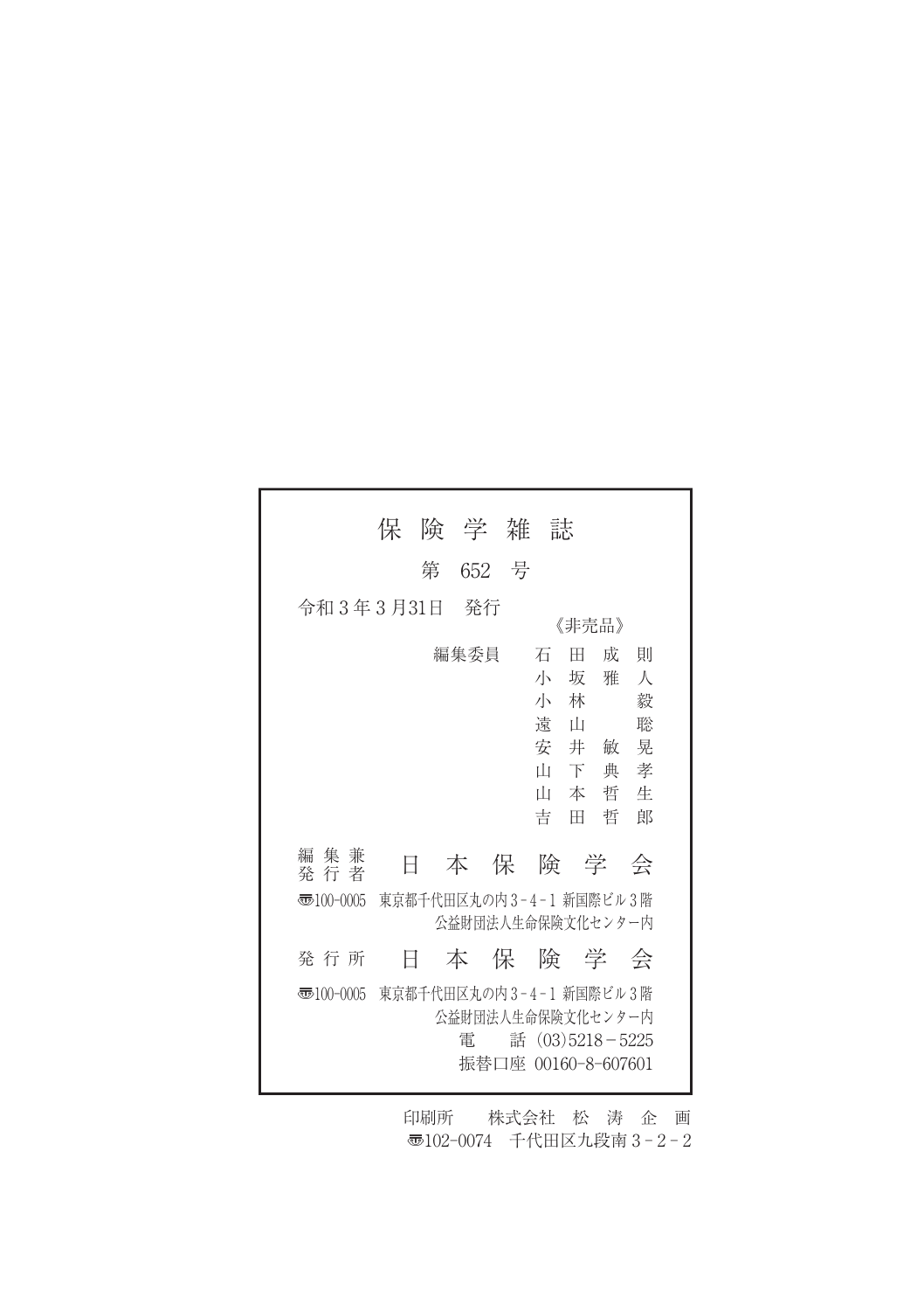# 保険学雑誌

第 652 号

令和３年３月31日　発行

《非売品》

編集委員　石田成則
小坂雅人
小林　毅
遠山　聡
安井敏晃
山下典孝
山本哲生
吉田哲郎

編集兼発行者　日本保険学会

〒100-0005　東京都千代田区丸の内３-４-１ 新国際ビル３階
公益財団法人生命保険文化センター内

発行所　日本保険学会

〒100-0005　東京都千代田区丸の内３-４-１ 新国際ビル３階
公益財団法人生命保険文化センター内
電　話（03）5218－5225
振替口座 00160-8-607601

印刷所　株式会社 松濤企画
〒102-0074　千代田区九段南３-２-２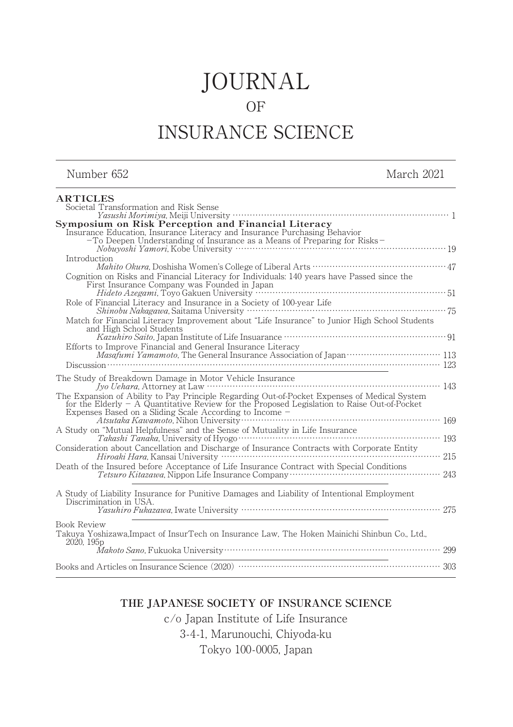# JOURNAL

## OF

# INSURANCE SCIENCE

Number 652 March 2021

## ARTICLES

Societal Transformation and Risk Sense
*Yasushi Morimiya*, Meiji University ········· 1

**Symposium on Risk Perception and Financial Literacy**

Insurance Education, Insurance Literacy and Insurance Purchasing Behavior
−To Deepen Understanding of Insurance as a Means of Preparing for Risks−
*Nobuyoshi Yamori*, Kobe University ········· 19

Introduction
*Mahito Okura*, Doshisha Women's College of Liberal Arts ········· 47

Cognition on Risks and Financial Literacy for Individuals: 140 years have Passed since the First Insurance Company was Founded in Japan
*Hideto Azegami*, Toyo Gakuen University ········· 51

Role of Financial Literacy and Insurance in a Society of 100-year Life
*Shinobu Nakagawa*, Saitama University ········· 75

Match for Financial Literacy Improvement about "Life Insurance" to Junior High School Students and High School Students
*Kazuhiro Saito*, Japan Institute of Life Insurance ········· 91

Efforts to Improve Financial and General Insurance Literacy
*Masafumi Yamamoto*, The General Insurance Association of Japan ········· 113

Discussion ········· 123

The Study of Breakdown Damage in Motor Vehicle Insurance
*Jyo Uehara*, Attorney at Law ········· 143

The Expansion of Ability to Pay Principle Regarding Out-of-Pocket Expenses of Medical System for the Elderly − A Quantitative Review for the Proposed Legislation to Raise Out-of-Pocket Expenses Based on a Sliding Scale According to Income −
*Atsutaka Kawamoto*, Nihon University ········· 169

A Study on "Mutual Helpfulness" and the Sense of Mutuality in Life Insurance
*Takashi Tanaka*, University of Hyogo ········· 193

Consideration about Cancellation and Discharge of Insurance Contracts with Corporate Entity
*Hiroaki Hara*, Kansai University ········· 215

Death of the Insured before Acceptance of Life Insurance Contract with Special Conditions
*Tetsuro Kitazawa*, Nippon Life Insurance Company ········· 243

A Study of Liability Insurance for Punitive Damages and Liability of Intentional Employment Discrimination in USA.
*Yasuhiro Fukazawa*, Iwate University ········· 275

Book Review
Takuya Yoshizawa,Impact of InsurTech on Insurance Law, The Hoken Mainichi Shinbun Co., Ltd., 2020, 195p
*Makoto Sano*, Fukuoka University ········· 299

Books and Articles on Insurance Science (2020) ········· 303

**THE JAPANESE SOCIETY OF INSURANCE SCIENCE**

c/o Japan Institute of Life Insurance
3-4-1, Marunouchi, Chiyoda-ku
Tokyo 100-0005, Japan